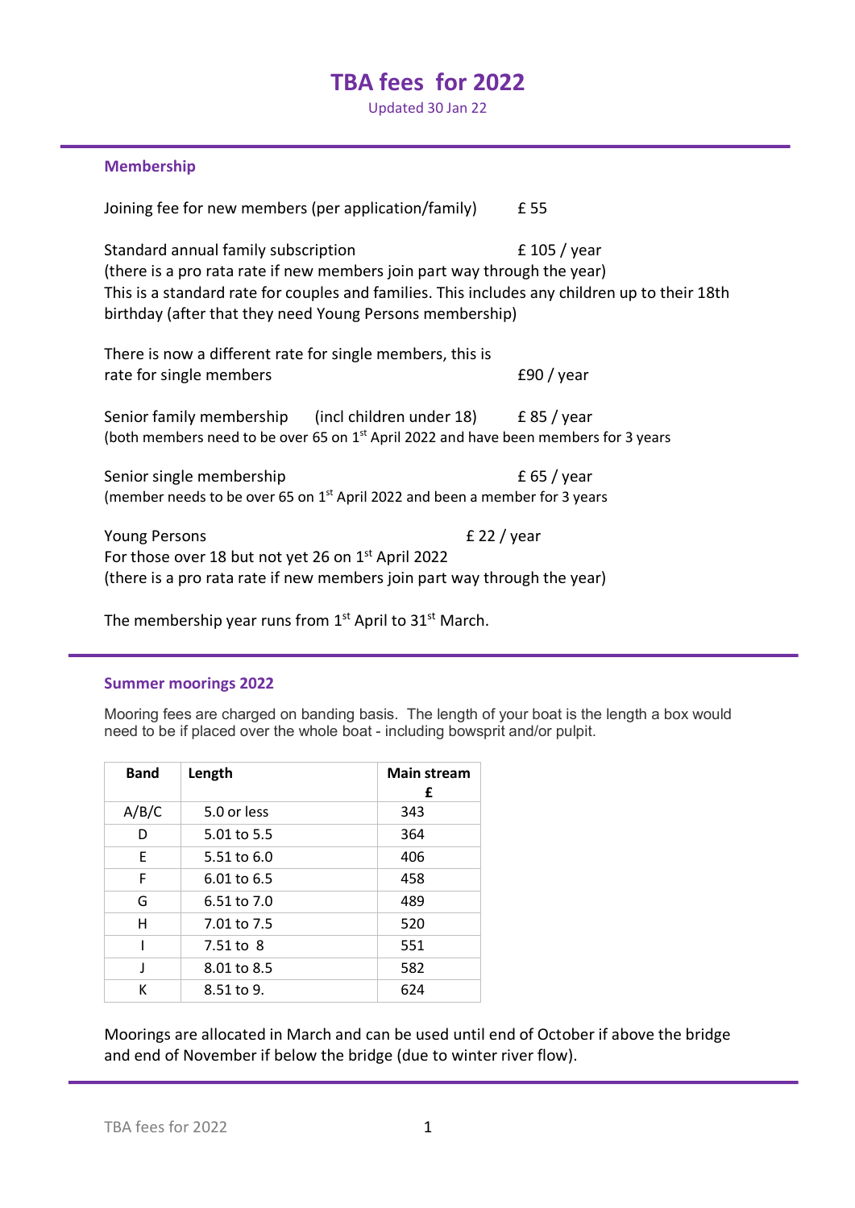# TBA fees for 2022

Updated 30 Jan 22

## Membership

Joining fee for new members (per application/family) £ 55

Standard annual family subscription £ 105 / year
(there is a pro rata rate if new members join part way through the year)
This is a standard rate for couples and families. This includes any children up to their 18th birthday (after that they need Young Persons membership)

There is now a different rate for single members, this is rate for single members £90 / year

Senior family membership (incl children under 18) £ 85 / year
(both members need to be over 65 on 1st April 2022 and have been members for 3 years

Senior single membership £ 65 / year
(member needs to be over 65 on 1st April 2022 and been a member for 3 years

Young Persons £ 22 / year
For those over 18 but not yet 26 on 1st April 2022
(there is a pro rata rate if new members join part way through the year)

The membership year runs from 1st April to 31st March.

## Summer moorings 2022

Mooring fees are charged on banding basis. The length of your boat is the length a box would need to be if placed over the whole boat - including bowsprit and/or pulpit.

| Band | Length | Main stream £ |
|---|---|---|
| A/B/C | 5.0 or less | 343 |
| D | 5.01 to 5.5 | 364 |
| E | 5.51 to 6.0 | 406 |
| F | 6.01 to 6.5 | 458 |
| G | 6.51 to 7.0 | 489 |
| H | 7.01 to 7.5 | 520 |
| I | 7.51 to 8 | 551 |
| J | 8.01 to 8.5 | 582 |
| K | 8.51 to 9. | 624 |

Moorings are allocated in March and can be used until end of October if above the bridge and end of November if below the bridge (due to winter river flow).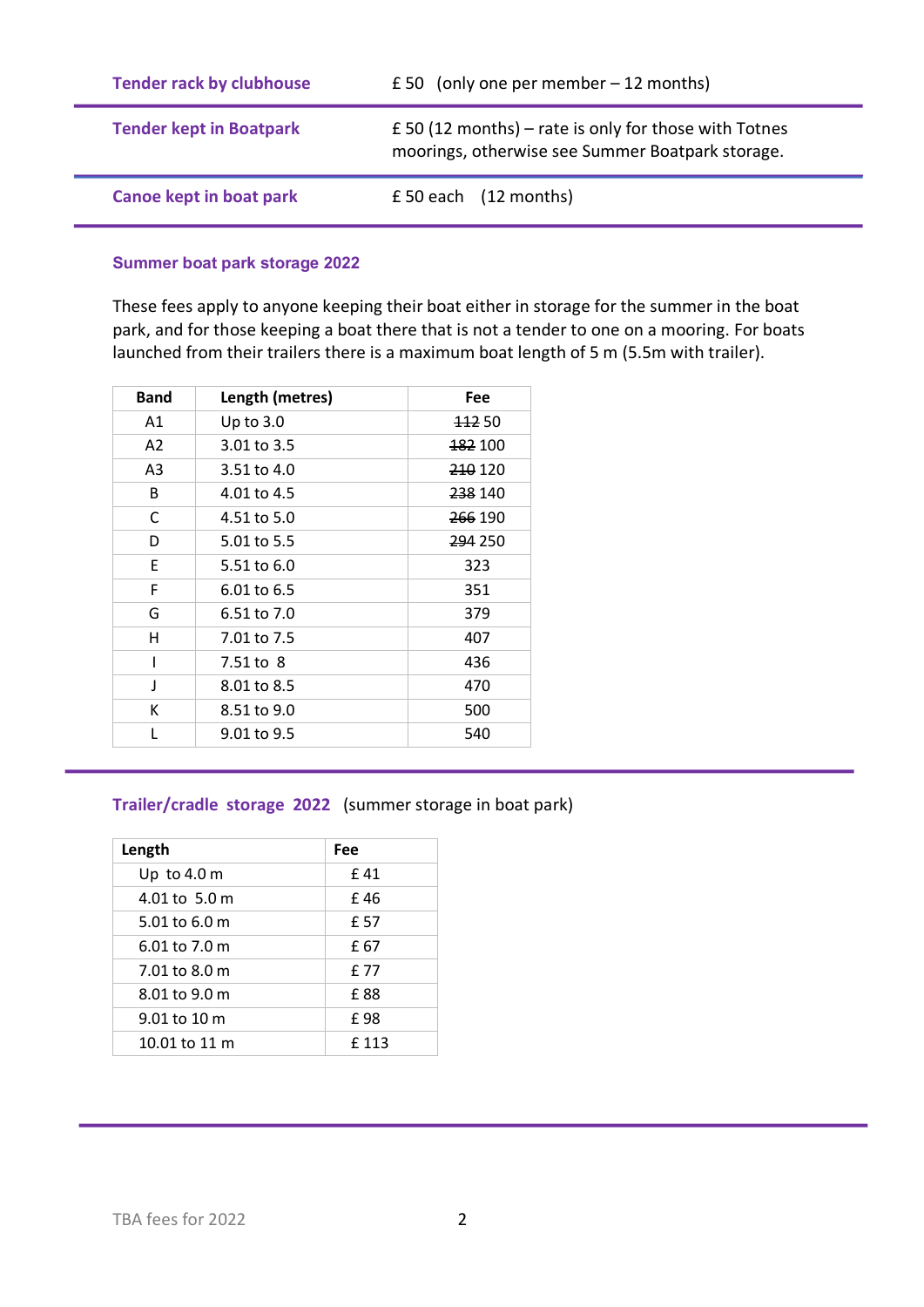| | |
|---|---|
| **Tender rack by clubhouse** | £ 50 (only one per member – 12 months) |
| **Tender kept in Boatpark** | £ 50 (12 months) – rate is only for those with Totnes moorings, otherwise see Summer Boatpark storage. |
| **Canoe kept in boat park** | £ 50 each (12 months) |

### Summer boat park storage 2022

These fees apply to anyone keeping their boat either in storage for the summer in the boat park, and for those keeping a boat there that is not a tender to one on a mooring. For boats launched from their trailers there is a maximum boat length of 5 m (5.5m with trailer).

| Band | Length (metres) | Fee |
|---|---|---|
| A1 | Up to 3.0 | ~~112~~ 50 |
| A2 | 3.01 to 3.5 | ~~182~~ 100 |
| A3 | 3.51 to 4.0 | ~~210~~ 120 |
| B | 4.01 to 4.5 | ~~238~~ 140 |
| C | 4.51 to 5.0 | ~~266~~ 190 |
| D | 5.01 to 5.5 | ~~294~~ 250 |
| E | 5.51 to 6.0 | 323 |
| F | 6.01 to 6.5 | 351 |
| G | 6.51 to 7.0 | 379 |
| H | 7.01 to 7.5 | 407 |
| I | 7.51 to 8 | 436 |
| J | 8.01 to 8.5 | 470 |
| K | 8.51 to 9.0 | 500 |
| L | 9.01 to 9.5 | 540 |

### Trailer/cradle storage 2022 (summer storage in boat park)

| Length | Fee |
|---|---|
| Up to 4.0 m | £ 41 |
| 4.01 to 5.0 m | £ 46 |
| 5.01 to 6.0 m | £ 57 |
| 6.01 to 7.0 m | £ 67 |
| 7.01 to 8.0 m | £ 77 |
| 8.01 to 9.0 m | £ 88 |
| 9.01 to 10 m | £ 98 |
| 10.01 to 11 m | £ 113 |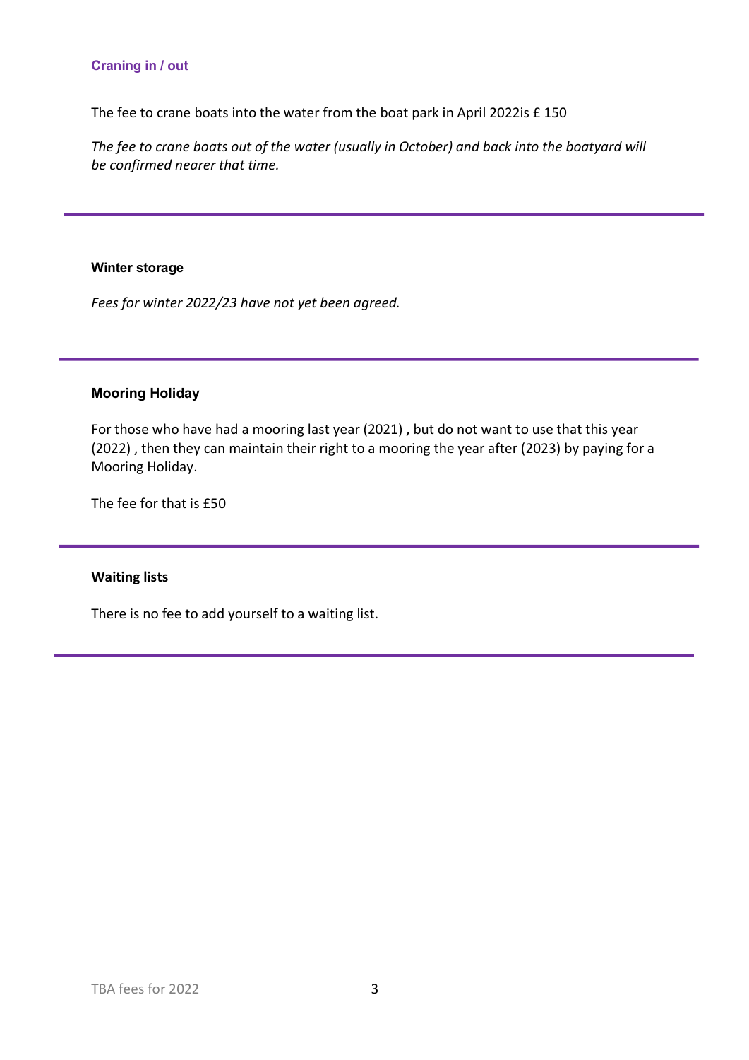### Craning in / out

The fee to crane boats into the water from the boat park in April 2022is £ 150

*The fee to crane boats out of the water (usually in October) and back into the boatyard will be confirmed nearer that time.*

---

### Winter storage

*Fees for winter 2022/23 have not yet been agreed.*

---

### Mooring Holiday

For those who have had a mooring last year (2021) , but do not want to use that this year (2022) , then they can maintain their right to a mooring the year after (2023) by paying for a Mooring Holiday.

The fee for that is £50

---

### Waiting lists

There is no fee to add yourself to a waiting list.

---